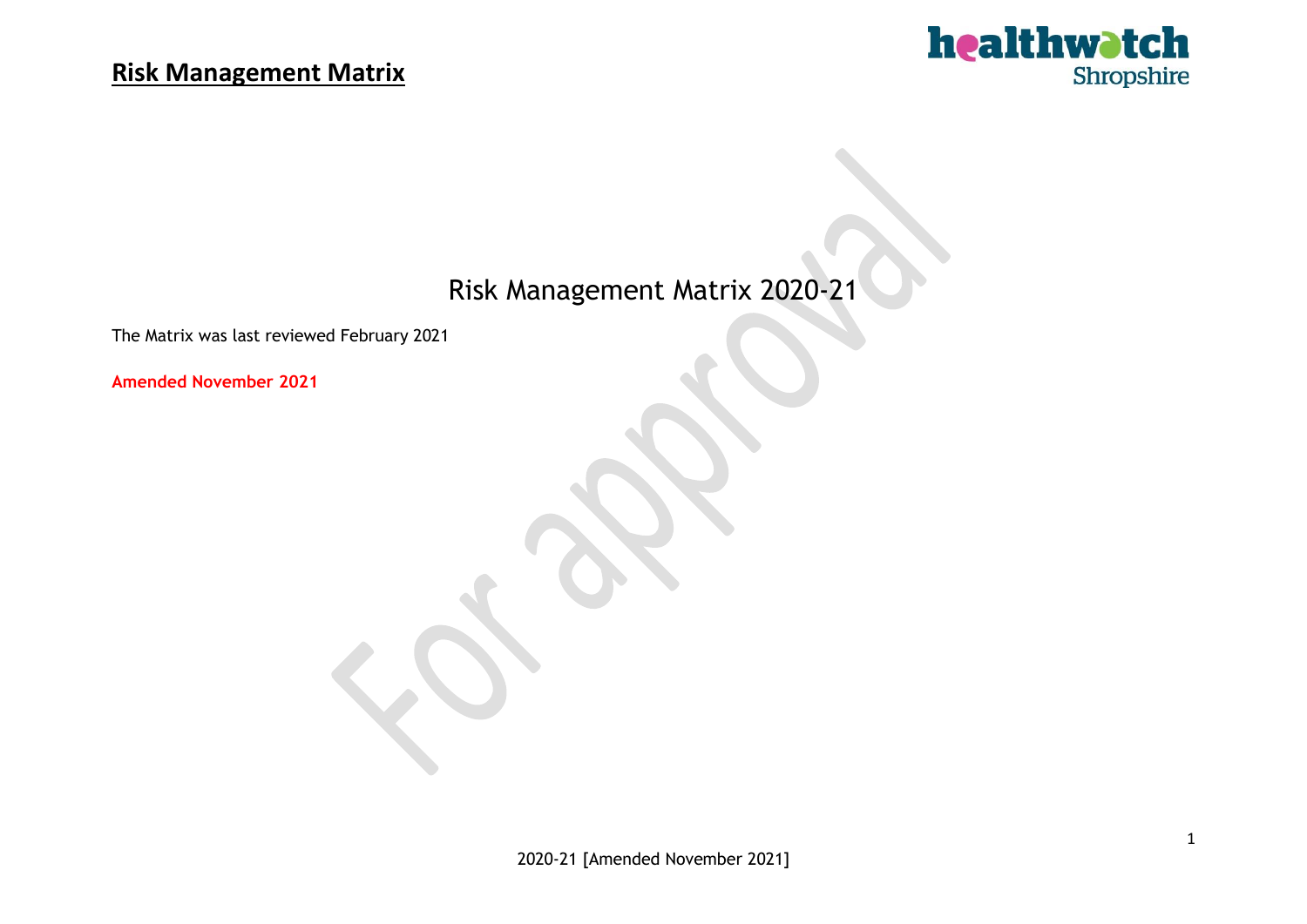# Risk Management Matrix

## Risk Management Matrix 2020-21

The Matrix was last reviewed February 2021

**Amended November 2021**

For approval

2020-21 [Amended November 2021]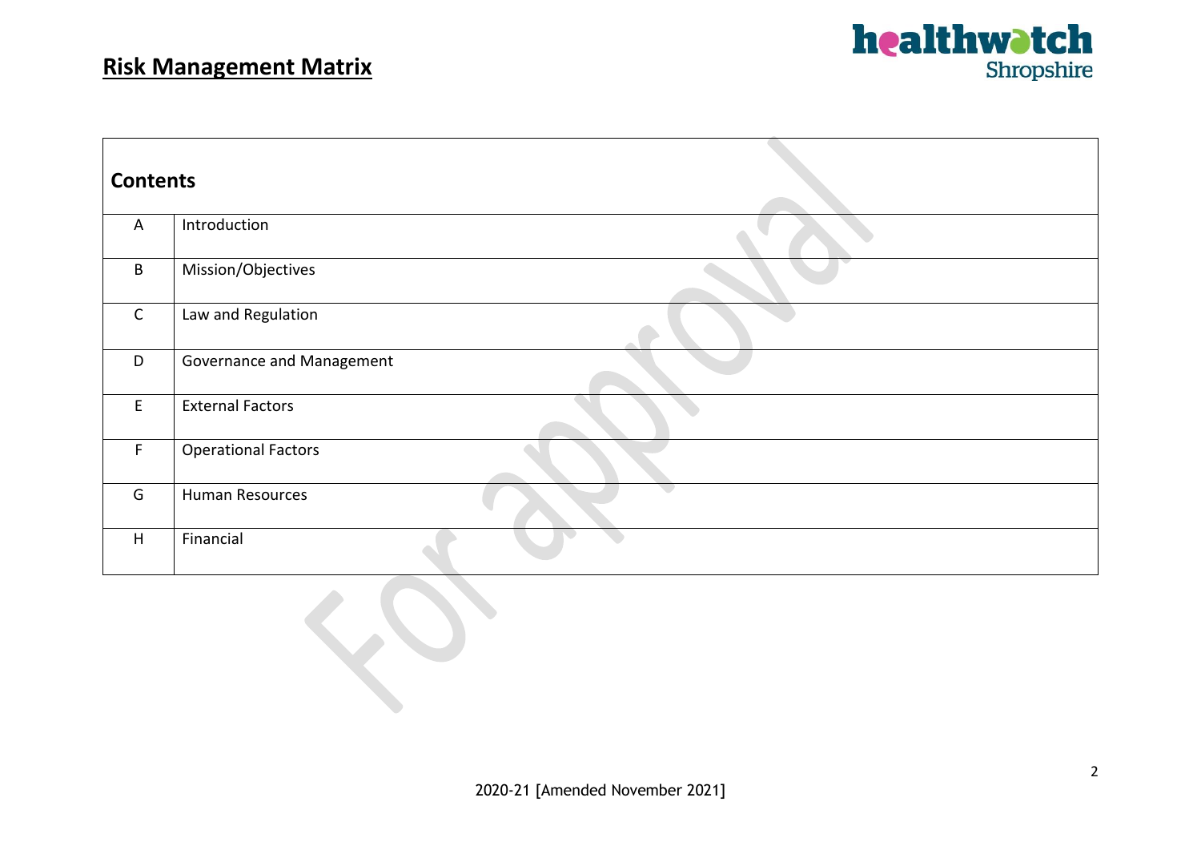# Risk Management Matrix

| Contents | |
|---|---|
| A | Introduction |
| B | Mission/Objectives |
| C | Law and Regulation |
| D | Governance and Management |
| E | External Factors |
| F | Operational Factors |
| G | Human Resources |
| H | Financial |

2020-21 [Amended November 2021]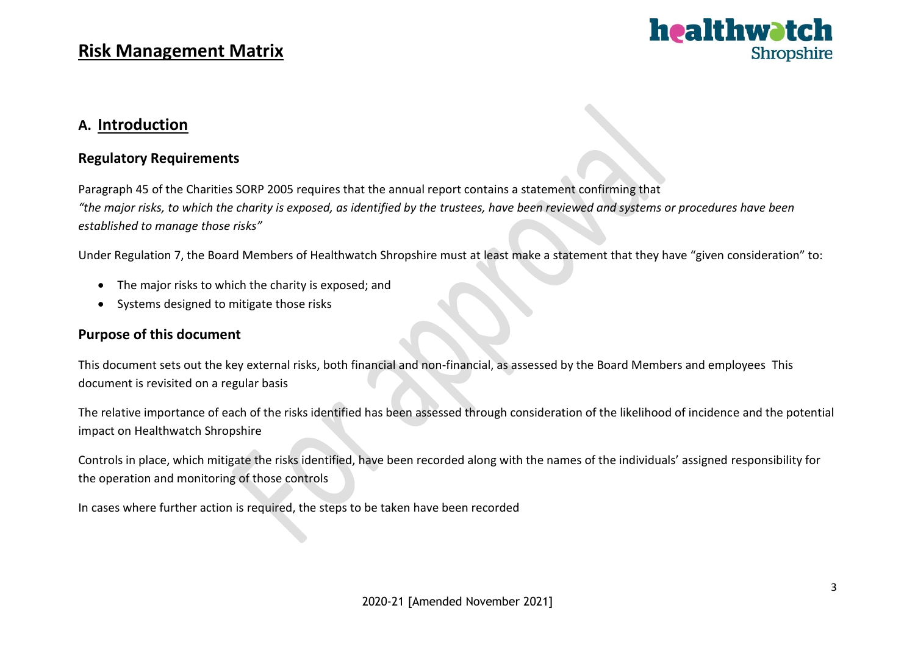# Risk Management Matrix

## A. Introduction

### Regulatory Requirements

Paragraph 45 of the Charities SORP 2005 requires that the annual report contains a statement confirming that *"the major risks, to which the charity is exposed, as identified by the trustees, have been reviewed and systems or procedures have been established to manage those risks"*

Under Regulation 7, the Board Members of Healthwatch Shropshire must at least make a statement that they have "given consideration" to:

- The major risks to which the charity is exposed; and
- Systems designed to mitigate those risks

### Purpose of this document

This document sets out the key external risks, both financial and non-financial, as assessed by the Board Members and employees  This document is revisited on a regular basis

The relative importance of each of the risks identified has been assessed through consideration of the likelihood of incidence and the potential impact on Healthwatch Shropshire

Controls in place, which mitigate the risks identified, have been recorded along with the names of the individuals' assigned responsibility for the operation and monitoring of those controls

In cases where further action is required, the steps to be taken have been recorded

2020-21 [Amended November 2021]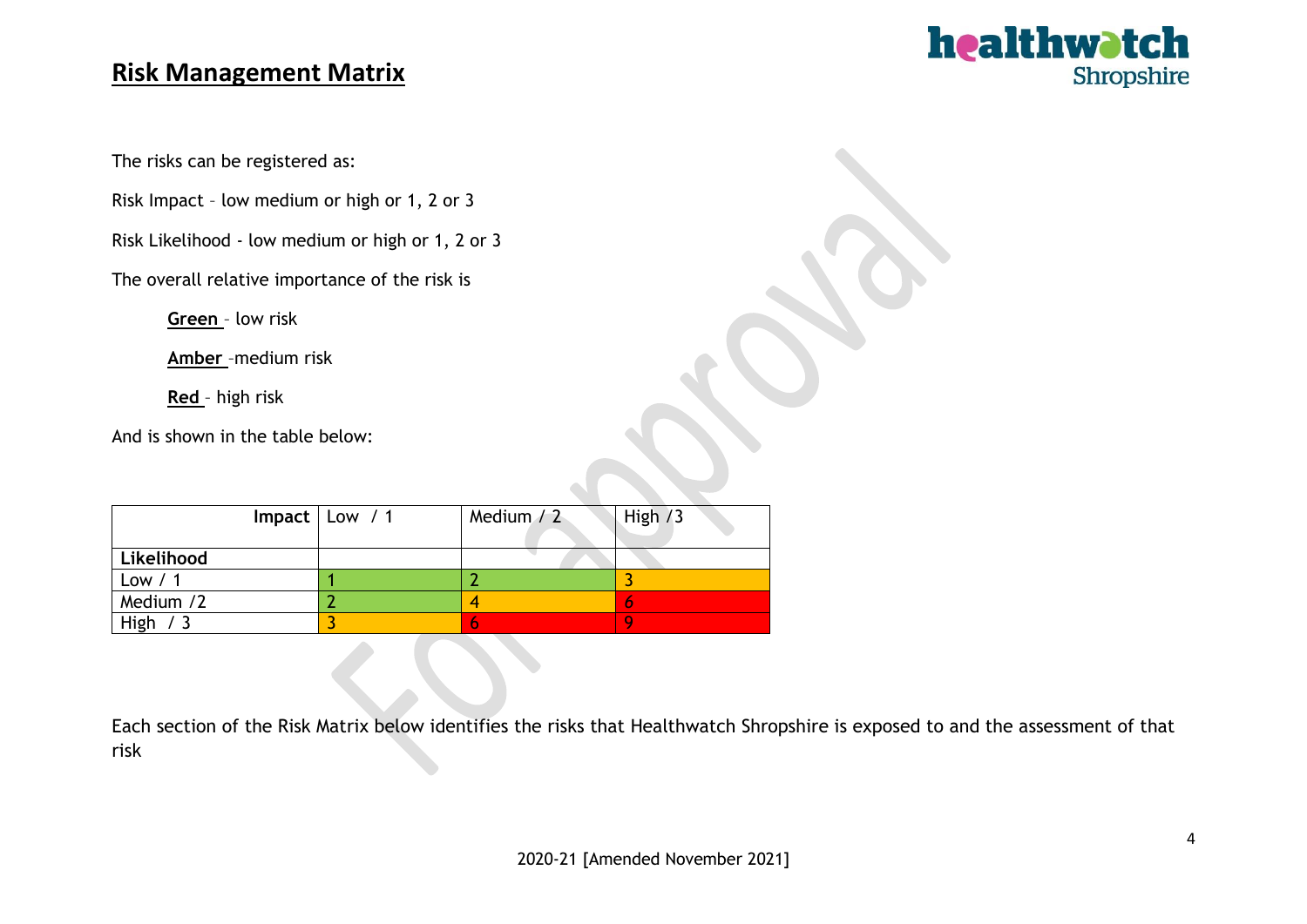## Risk Management Matrix

The risks can be registered as:

Risk Impact – low medium or high or 1, 2 or 3

Risk Likelihood - low medium or high or 1, 2 or 3

The overall relative importance of the risk is

**Green** – low risk

**Amber** –medium risk

**Red** – high risk

And is shown in the table below:

| **Impact** | Low / 1 | Medium / 2 | High /3 |
|---|---|---|---|
| **Likelihood** | | | |
| Low / 1 | 1 | 2 | 3 |
| Medium /2 | 2 | 4 | 6 |
| High / 3 | 3 | 6 | 9 |

Each section of the Risk Matrix below identifies the risks that Healthwatch Shropshire is exposed to and the assessment of that risk

2020-21 [Amended November 2021]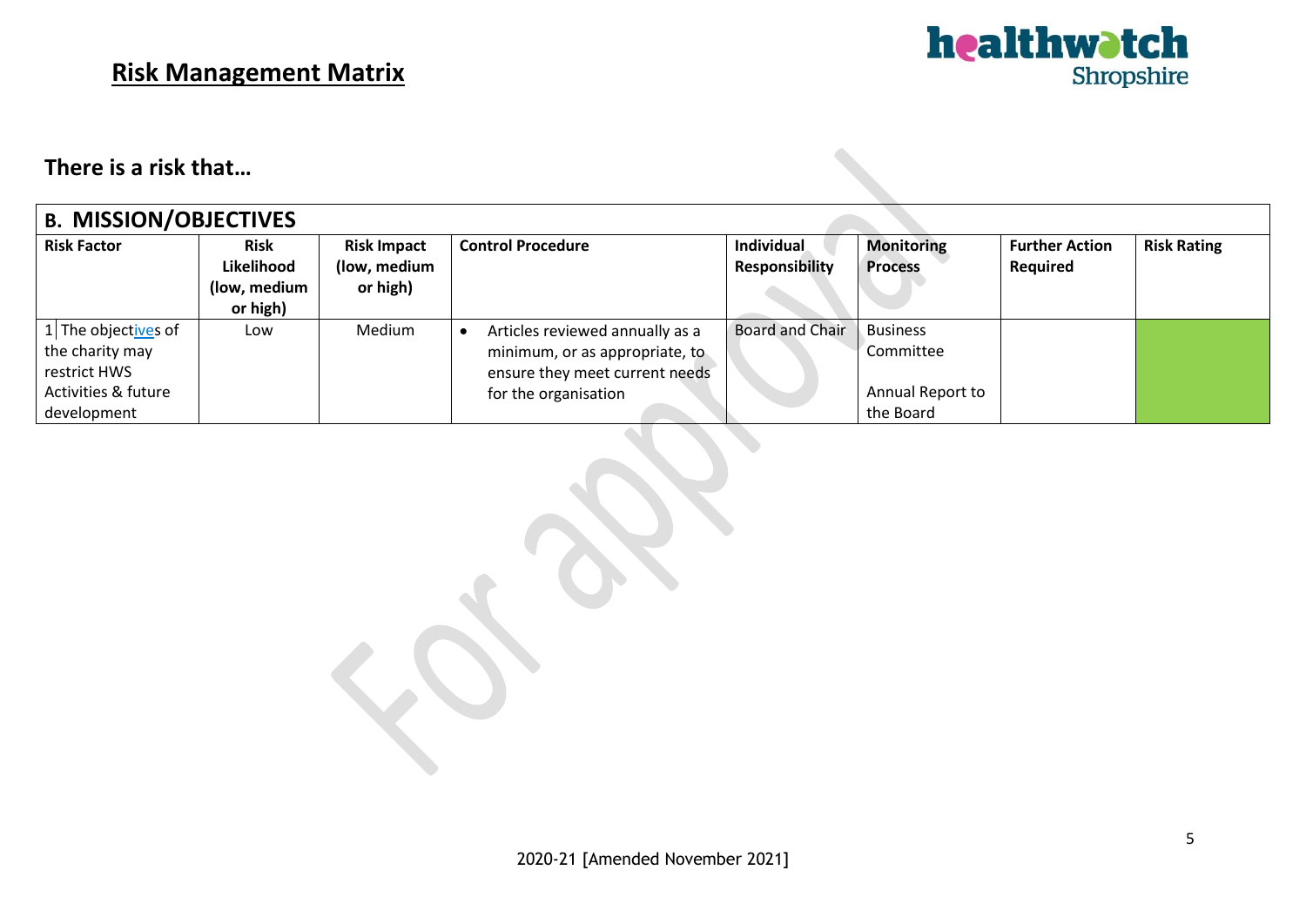## Risk Management Matrix

### There is a risk that…

| B. MISSION/OBJECTIVES | | | | | | | |
|---|---|---|---|---|---|---|---|
| **Risk Factor** | **Risk Likelihood (low, medium or high)** | **Risk Impact (low, medium or high)** | **Control Procedure** | **Individual Responsibility** | **Monitoring Process** | **Further Action Required** | **Risk Rating** |
| 1 The objectives of the charity may restrict HWS Activities & future development | Low | Medium | • Articles reviewed annually as a minimum, or as appropriate, to ensure they meet current needs for the organisation | Board and Chair | Business Committee<br><br>Annual Report to the Board | | |

2020-21 [Amended November 2021]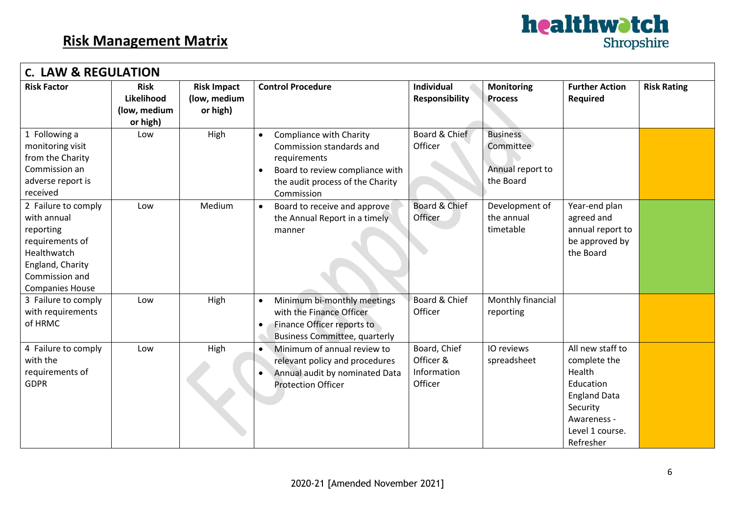# Risk Management Matrix

## C. LAW & REGULATION

| Risk Factor | Risk Likelihood (low, medium or high) | Risk Impact (low, medium or high) | Control Procedure | Individual Responsibility | Monitoring Process | Further Action Required | Risk Rating |
|---|---|---|---|---|---|---|---|
| 1 Following a monitoring visit from the Charity Commission an adverse report is received | Low | High | • Compliance with Charity Commission standards and requirements<br>• Board to review compliance with the audit process of the Charity Commission | Board & Chief Officer | Business Committee<br><br>Annual report to the Board | | |
| 2 Failure to comply with annual reporting requirements of Healthwatch England, Charity Commission and Companies House | Low | Medium | • Board to receive and approve the Annual Report in a timely manner | Board & Chief Officer | Development of the annual timetable | Year-end plan agreed and annual report to be approved by the Board | |
| 3 Failure to comply with requirements of HRMC | Low | High | • Minimum bi-monthly meetings with the Finance Officer<br>• Finance Officer reports to Business Committee, quarterly | Board & Chief Officer | Monthly financial reporting | | |
| 4 Failure to comply with the requirements of GDPR | Low | High | • Minimum of annual review to relevant policy and procedures<br>• Annual audit by nominated Data Protection Officer | Board, Chief Officer & Information Officer | IO reviews spreadsheet | All new staff to complete the Health Education England Data Security Awareness - Level 1 course. Refresher | |

2020-21 [Amended November 2021]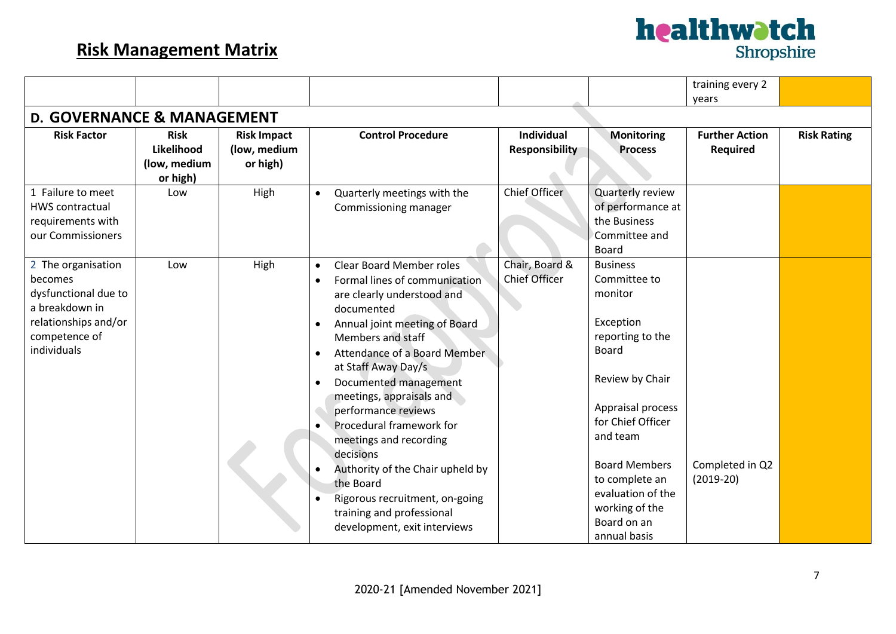# Risk Management Matrix

| | | | | | | Further Action Required | Risk Rating |
|---|---|---|---|---|---|---|---|
| | | | | | | training every 2 years | |

## D. GOVERNANCE & MANAGEMENT

| Risk Factor | Risk Likelihood (low, medium or high) | Risk Impact (low, medium or high) | Control Procedure | Individual Responsibility | Monitoring Process | Further Action Required | Risk Rating |
|---|---|---|---|---|---|---|---|
| 1 Failure to meet HWS contractual requirements with our Commissioners | Low | High | • Quarterly meetings with the Commissioning manager | Chief Officer | Quarterly review of performance at the Business Committee and Board | | |
| 2 The organisation becomes dysfunctional due to a breakdown in relationships and/or competence of individuals | Low | High | • Clear Board Member roles<br>• Formal lines of communication are clearly understood and documented<br>• Annual joint meeting of Board Members and staff<br>• Attendance of a Board Member at Staff Away Day/s<br>• Documented management meetings, appraisals and performance reviews<br>• Procedural framework for meetings and recording decisions<br>• Authority of the Chair upheld by the Board<br>• Rigorous recruitment, on-going training and professional development, exit interviews | Chair, Board & Chief Officer | Business Committee to monitor<br><br>Exception reporting to the Board<br><br>Review by Chair<br><br>Appraisal process for Chief Officer and team<br><br>Board Members to complete an evaluation of the working of the Board on an annual basis | Completed in Q2 (2019-20) | |

2020-21 [Amended November 2021]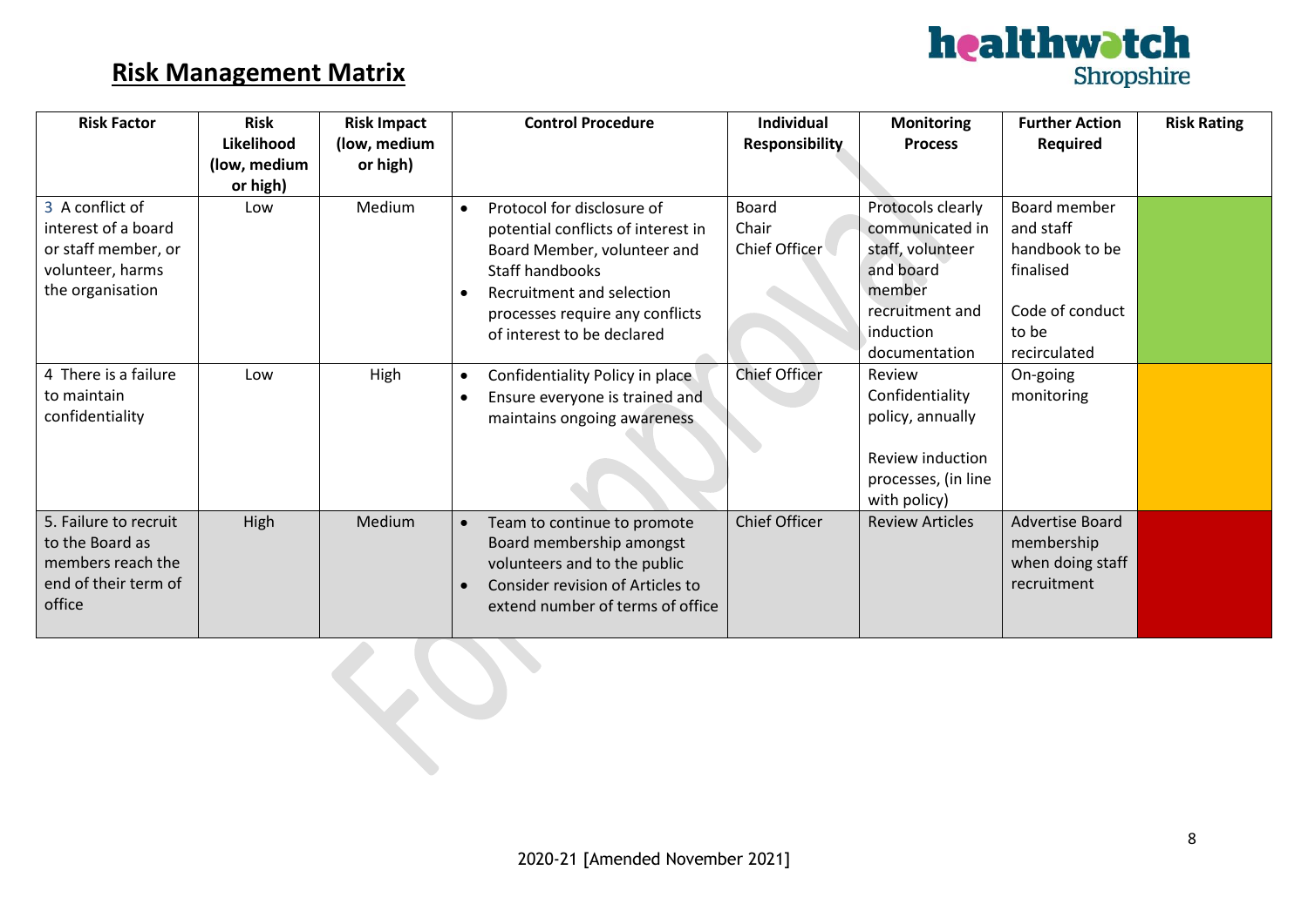# Risk Management Matrix

| Risk Factor | Risk Likelihood (low, medium or high) | Risk Impact (low, medium or high) | Control Procedure | Individual Responsibility | Monitoring Process | Further Action Required | Risk Rating |
|---|---|---|---|---|---|---|---|
| 3 A conflict of interest of a board or staff member, or volunteer, harms the organisation | Low | Medium | • Protocol for disclosure of potential conflicts of interest in Board Member, volunteer and Staff handbooks<br>• Recruitment and selection processes require any conflicts of interest to be declared | Board Chair<br>Chief Officer | Protocols clearly communicated in staff, volunteer and board member recruitment and induction documentation | Board member and staff handbook to be finalised<br><br>Code of conduct to be recirculated | |
| 4 There is a failure to maintain confidentiality | Low | High | • Confidentiality Policy in place<br>• Ensure everyone is trained and maintains ongoing awareness | Chief Officer | Review Confidentiality policy, annually<br><br>Review induction processes, (in line with policy) | On-going monitoring | |
| 5. Failure to recruit to the Board as members reach the end of their term of office | High | Medium | • Team to continue to promote Board membership amongst volunteers and to the public<br>• Consider revision of Articles to extend number of terms of office | Chief Officer | Review Articles | Advertise Board membership when doing staff recruitment | |

2020-21 [Amended November 2021]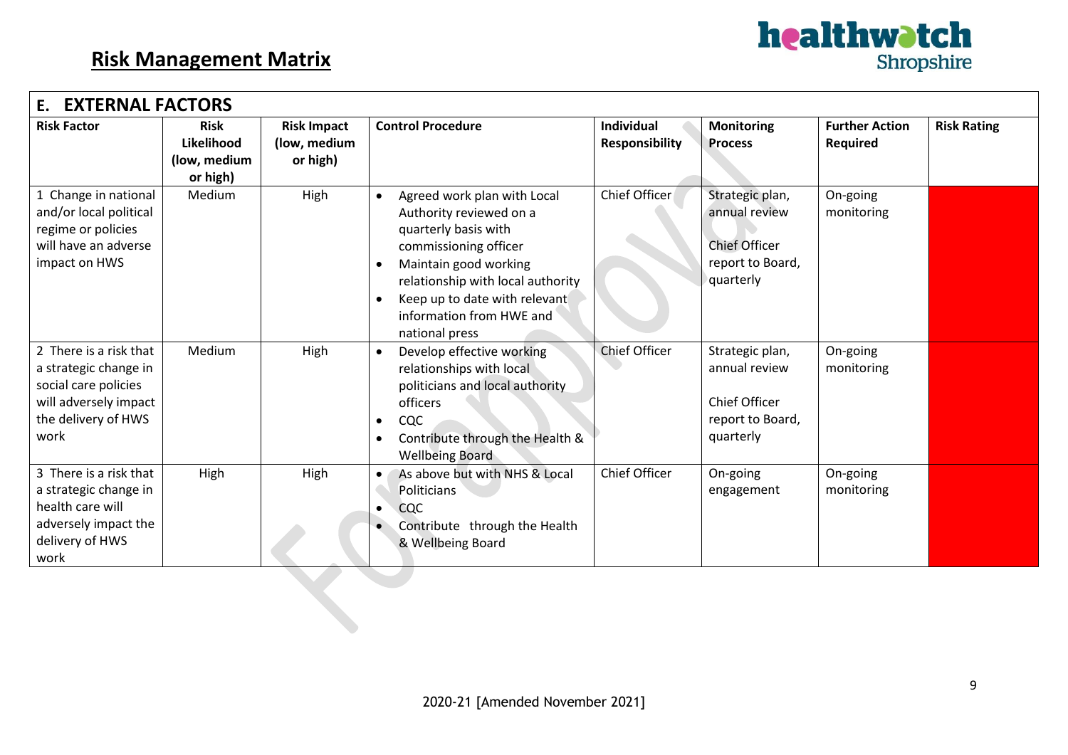## Risk Management Matrix

healthwatch Shropshire

| **E. EXTERNAL FACTORS** | | | | | | | |
|---|---|---|---|---|---|---|---|
| **Risk Factor** | **Risk Likelihood (low, medium or high)** | **Risk Impact (low, medium or high)** | **Control Procedure** | **Individual Responsibility** | **Monitoring Process** | **Further Action Required** | **Risk Rating** |
| 1 Change in national and/or local political regime or policies will have an adverse impact on HWS | Medium | High | • Agreed work plan with Local Authority reviewed on a quarterly basis with commissioning officer<br>• Maintain good working relationship with local authority<br>• Keep up to date with relevant information from HWE and national press | Chief Officer | Strategic plan, annual review<br><br>Chief Officer report to Board, quarterly | On-going monitoring | |
| 2 There is a risk that a strategic change in social care policies will adversely impact the delivery of HWS work | Medium | High | • Develop effective working relationships with local politicians and local authority officers<br>• CQC<br>• Contribute through the Health & Wellbeing Board | Chief Officer | Strategic plan, annual review<br><br>Chief Officer report to Board, quarterly | On-going monitoring | |
| 3 There is a risk that a strategic change in health care will adversely impact the delivery of HWS work | High | High | • As above but with NHS & Local Politicians<br>• CQC<br>• Contribute through the Health & Wellbeing Board | Chief Officer | On-going engagement | On-going monitoring | |

2020-21 [Amended November 2021]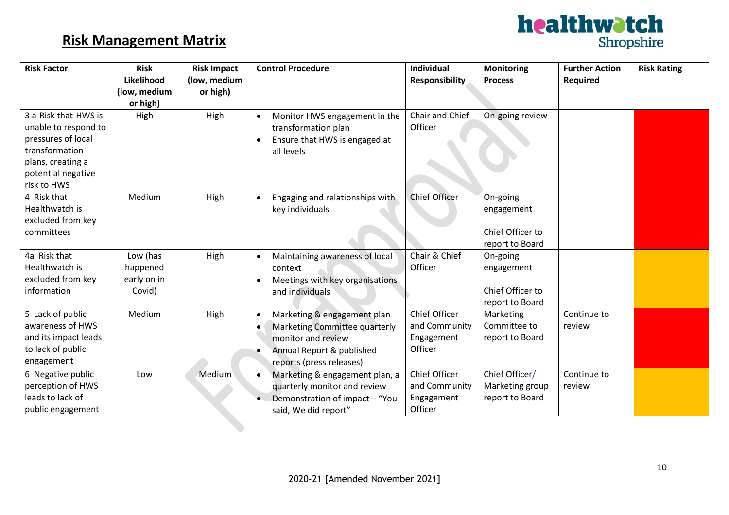## Risk Management Matrix

| Risk Factor | Risk Likelihood (low, medium or high) | Risk Impact (low, medium or high) | Control Procedure | Individual Responsibility | Monitoring Process | Further Action Required | Risk Rating |
|---|---|---|---|---|---|---|---|
| 3 a Risk that HWS is unable to respond to pressures of local transformation plans, creating a potential negative risk to HWS | High | High | • Monitor HWS engagement in the transformation plan<br>• Ensure that HWS is engaged at all levels | Chair and Chief Officer | On-going review | | |
| 4 Risk that Healthwatch is excluded from key committees | Medium | High | • Engaging and relationships with key individuals | Chief Officer | On-going engagement<br><br>Chief Officer to report to Board | | |
| 4a Risk that Healthwatch is excluded from key information | Low (has happened early on in Covid) | High | • Maintaining awareness of local context<br>• Meetings with key organisations and individuals | Chair & Chief Officer | On-going engagement<br><br>Chief Officer to report to Board | | |
| 5 Lack of public awareness of HWS and its impact leads to lack of public engagement | Medium | High | • Marketing & engagement plan<br>• Marketing Committee quarterly monitor and review<br>• Annual Report & published reports (press releases) | Chief Officer and Community Engagement Officer | Marketing Committee to report to Board | Continue to review | |
| 6 Negative public perception of HWS leads to lack of public engagement | Low | Medium | • Marketing & engagement plan, a quarterly monitor and review<br>• Demonstration of impact – "You said, We did report" | Chief Officer and Community Engagement Officer | Chief Officer/ Marketing group report to Board | Continue to review | |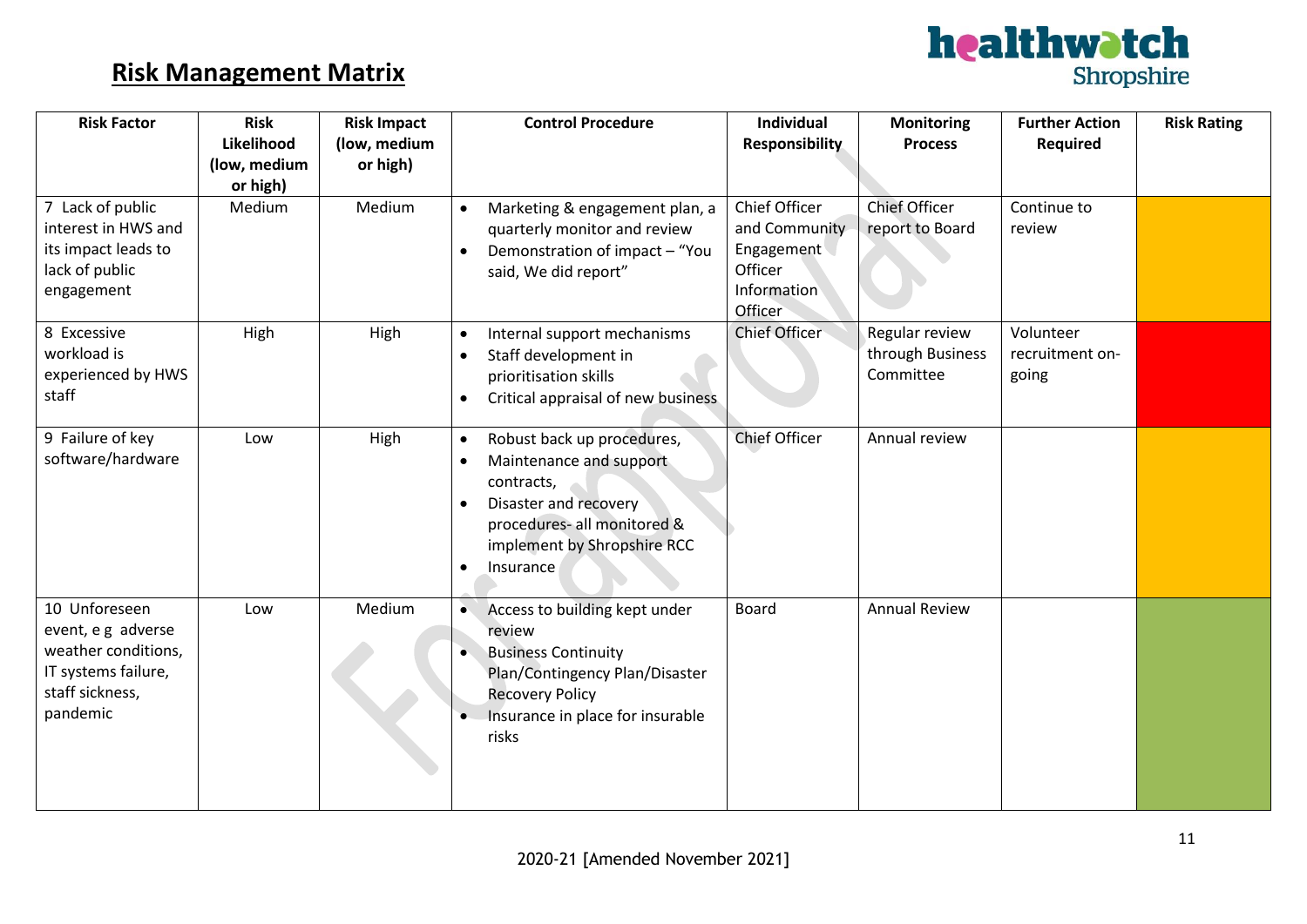## Risk Management Matrix

| Risk Factor | Risk Likelihood (low, medium or high) | Risk Impact (low, medium or high) | Control Procedure | Individual Responsibility | Monitoring Process | Further Action Required | Risk Rating |
|---|---|---|---|---|---|---|---|
| 7 Lack of public interest in HWS and its impact leads to lack of public engagement | Medium | Medium | • Marketing & engagement plan, a quarterly monitor and review<br>• Demonstration of impact – "You said, We did report" | Chief Officer and Community Engagement Officer Information Officer | Chief Officer report to Board | Continue to review | |
| 8 Excessive workload is experienced by HWS staff | High | High | • Internal support mechanisms<br>• Staff development in prioritisation skills<br>• Critical appraisal of new business | Chief Officer | Regular review through Business Committee | Volunteer recruitment on-going | |
| 9 Failure of key software/hardware | Low | High | • Robust back up procedures,<br>• Maintenance and support contracts,<br>• Disaster and recovery procedures- all monitored & implement by Shropshire RCC<br>• Insurance | Chief Officer | Annual review | | |
| 10 Unforeseen event, e g adverse weather conditions, IT systems failure, staff sickness, pandemic | Low | Medium | • Access to building kept under review<br>• Business Continuity Plan/Contingency Plan/Disaster Recovery Policy<br>• Insurance in place for insurable risks | Board | Annual Review | | |

2020-21 [Amended November 2021]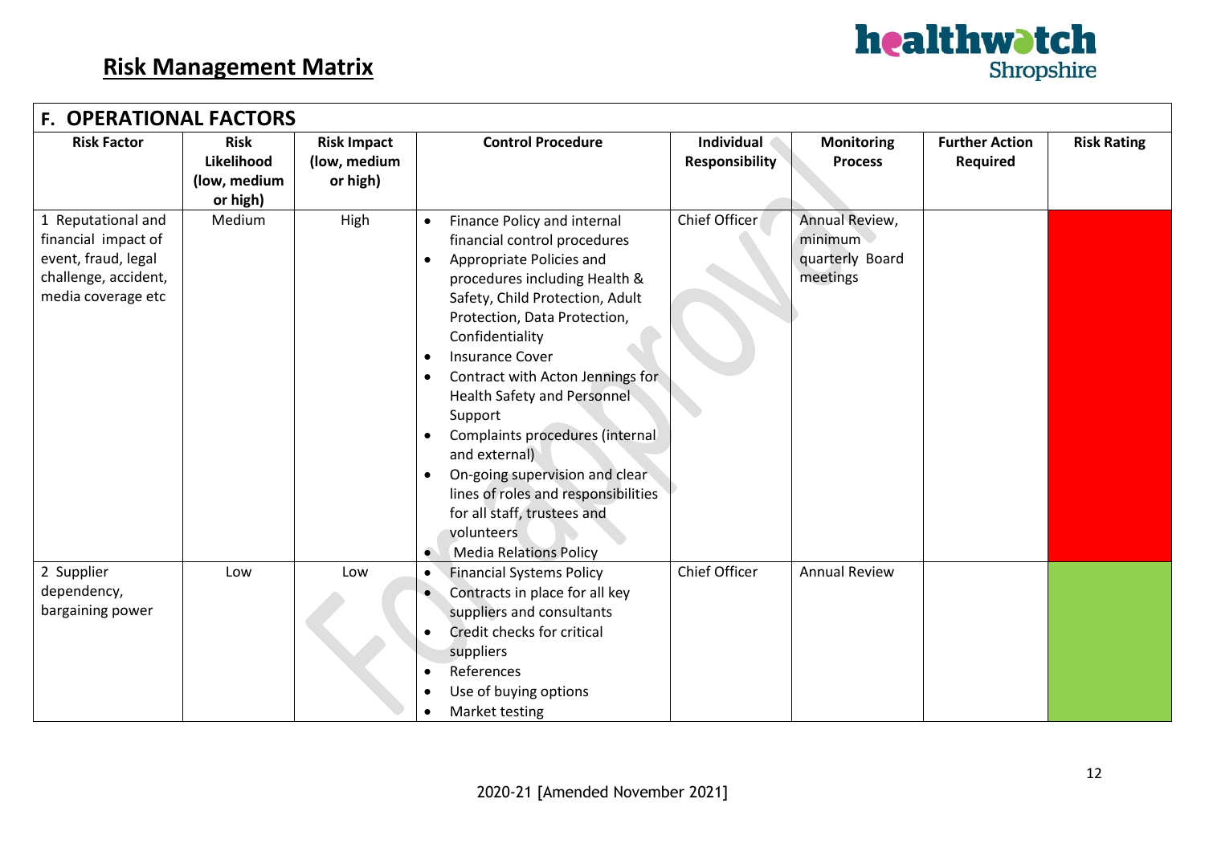## Risk Management Matrix

### F. OPERATIONAL FACTORS

| Risk Factor | Risk Likelihood (low, medium or high) | Risk Impact (low, medium or high) | Control Procedure | Individual Responsibility | Monitoring Process | Further Action Required | Risk Rating |
|---|---|---|---|---|---|---|---|
| 1 Reputational and financial impact of event, fraud, legal challenge, accident, media coverage etc | Medium | High | • Finance Policy and internal financial control procedures<br>• Appropriate Policies and procedures including Health & Safety, Child Protection, Adult Protection, Data Protection, Confidentiality<br>• Insurance Cover<br>• Contract with Acton Jennings for Health Safety and Personnel Support<br>• Complaints procedures (internal and external)<br>• On-going supervision and clear lines of roles and responsibilities for all staff, trustees and volunteers<br>• Media Relations Policy | Chief Officer | Annual Review, minimum quarterly Board meetings | | |
| 2 Supplier dependency, bargaining power | Low | Low | • Financial Systems Policy<br>• Contracts in place for all key suppliers and consultants<br>• Credit checks for critical suppliers<br>• References<br>• Use of buying options<br>• Market testing | Chief Officer | Annual Review | | |

2020-21 [Amended November 2021]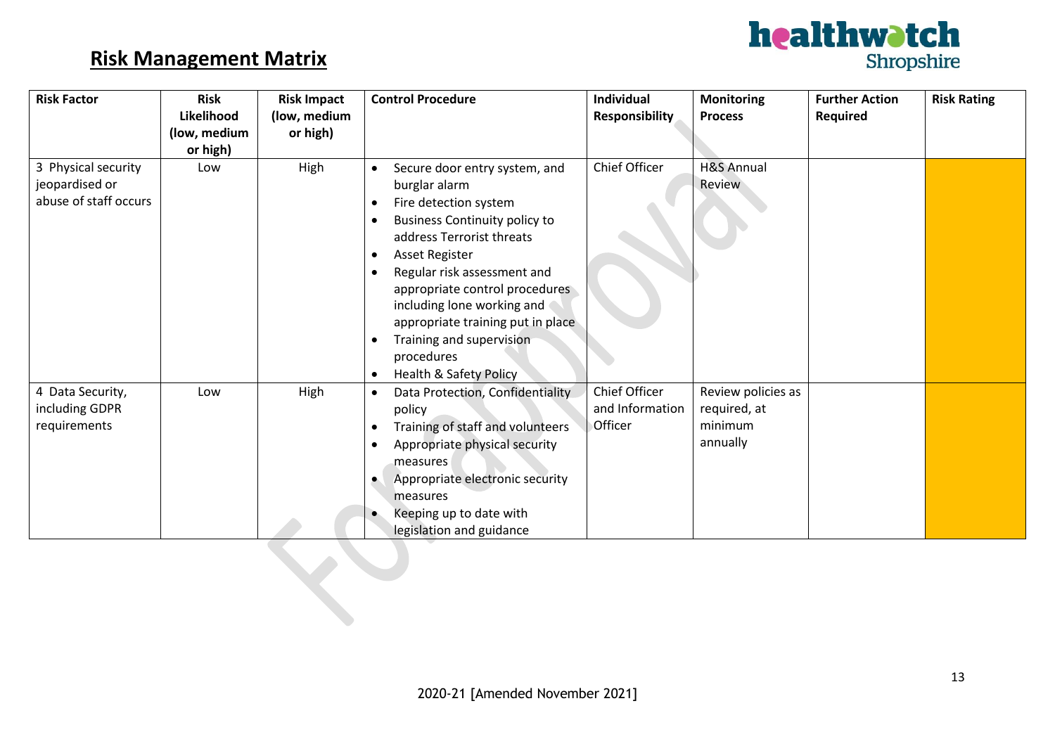## Risk Management Matrix

| Risk Factor | Risk Likelihood (low, medium or high) | Risk Impact (low, medium or high) | Control Procedure | Individual Responsibility | Monitoring Process | Further Action Required | Risk Rating |
|---|---|---|---|---|---|---|---|
| 3 Physical security jeopardised or abuse of staff occurs | Low | High | • Secure door entry system, and burglar alarm<br>• Fire detection system<br>• Business Continuity policy to address Terrorist threats<br>• Asset Register<br>• Regular risk assessment and appropriate control procedures including lone working and appropriate training put in place<br>• Training and supervision procedures<br>• Health & Safety Policy | Chief Officer | H&S Annual Review | | |
| 4 Data Security, including GDPR requirements | Low | High | • Data Protection, Confidentiality policy<br>• Training of staff and volunteers<br>• Appropriate physical security measures<br>• Appropriate electronic security measures<br>• Keeping up to date with legislation and guidance | Chief Officer and Information Officer | Review policies as required, at minimum annually | | |

2020-21 [Amended November 2021]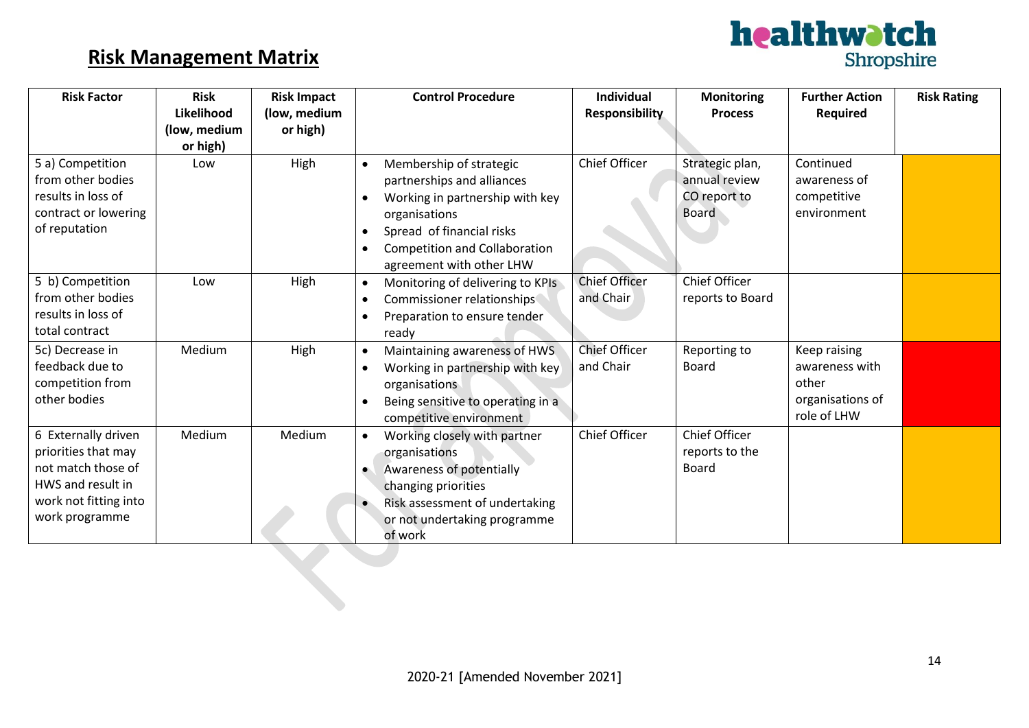## Risk Management Matrix

| Risk Factor | Risk Likelihood (low, medium or high) | Risk Impact (low, medium or high) | Control Procedure | Individual Responsibility | Monitoring Process | Further Action Required | Risk Rating |
|---|---|---|---|---|---|---|---|
| 5 a) Competition from other bodies results in loss of contract or lowering of reputation | Low | High | • Membership of strategic partnerships and alliances<br>• Working in partnership with key organisations<br>• Spread of financial risks<br>• Competition and Collaboration agreement with other LHW | Chief Officer | Strategic plan, annual review CO report to Board | Continued awareness of competitive environment | |
| 5 b) Competition from other bodies results in loss of total contract | Low | High | • Monitoring of delivering to KPIs<br>• Commissioner relationships<br>• Preparation to ensure tender ready | Chief Officer and Chair | Chief Officer reports to Board | | |
| 5c) Decrease in feedback due to competition from other bodies | Medium | High | • Maintaining awareness of HWS<br>• Working in partnership with key organisations<br>• Being sensitive to operating in a competitive environment | Chief Officer and Chair | Reporting to Board | Keep raising awareness with other organisations of role of LHW | |
| 6 Externally driven priorities that may not match those of HWS and result in work not fitting into work programme | Medium | Medium | • Working closely with partner organisations<br>• Awareness of potentially changing priorities<br>• Risk assessment of undertaking or not undertaking programme of work | Chief Officer | Chief Officer reports to the Board | | |

2020-21 [Amended November 2021]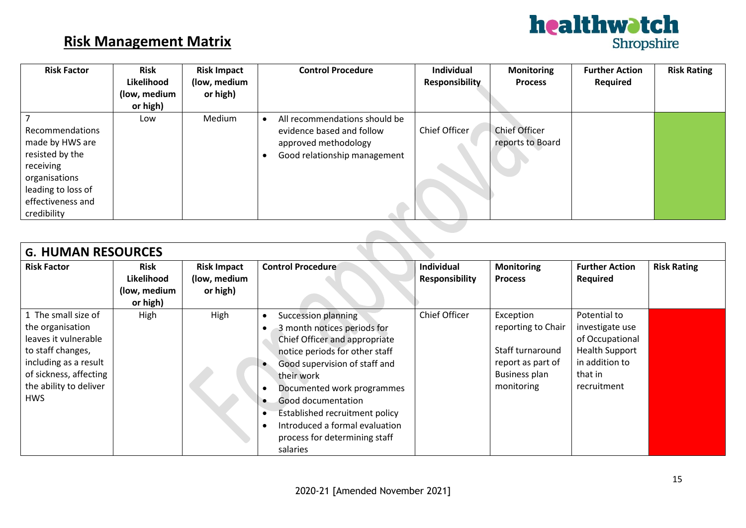## Risk Management Matrix

| Risk Factor | Risk Likelihood (low, medium or high) | Risk Impact (low, medium or high) | Control Procedure | Individual Responsibility | Monitoring Process | Further Action Required | Risk Rating |
|---|---|---|---|---|---|---|---|
| 7 Recommendations made by HWS are resisted by the receiving organisations leading to loss of effectiveness and credibility | Low | Medium | • All recommendations should be evidence based and follow approved methodology<br>• Good relationship management | Chief Officer | Chief Officer reports to Board | | |

| G. HUMAN RESOURCES | | | | | | | |
|---|---|---|---|---|---|---|---|
| **Risk Factor** | **Risk Likelihood (low, medium or high)** | **Risk Impact (low, medium or high)** | **Control Procedure** | **Individual Responsibility** | **Monitoring Process** | **Further Action Required** | **Risk Rating** |
| 1 The small size of the organisation leaves it vulnerable to staff changes, including as a result of sickness, affecting the ability to deliver HWS | High | High | • Succession planning<br>• 3 month notices periods for Chief Officer and appropriate notice periods for other staff<br>• Good supervision of staff and their work<br>• Documented work programmes<br>• Good documentation<br>• Established recruitment policy<br>• Introduced a formal evaluation process for determining staff salaries | Chief Officer | Exception reporting to Chair<br><br>Staff turnaround report as part of Business plan monitoring | Potential to investigate use of Occupational Health Support in addition to that in recruitment | |

2020-21 [Amended November 2021]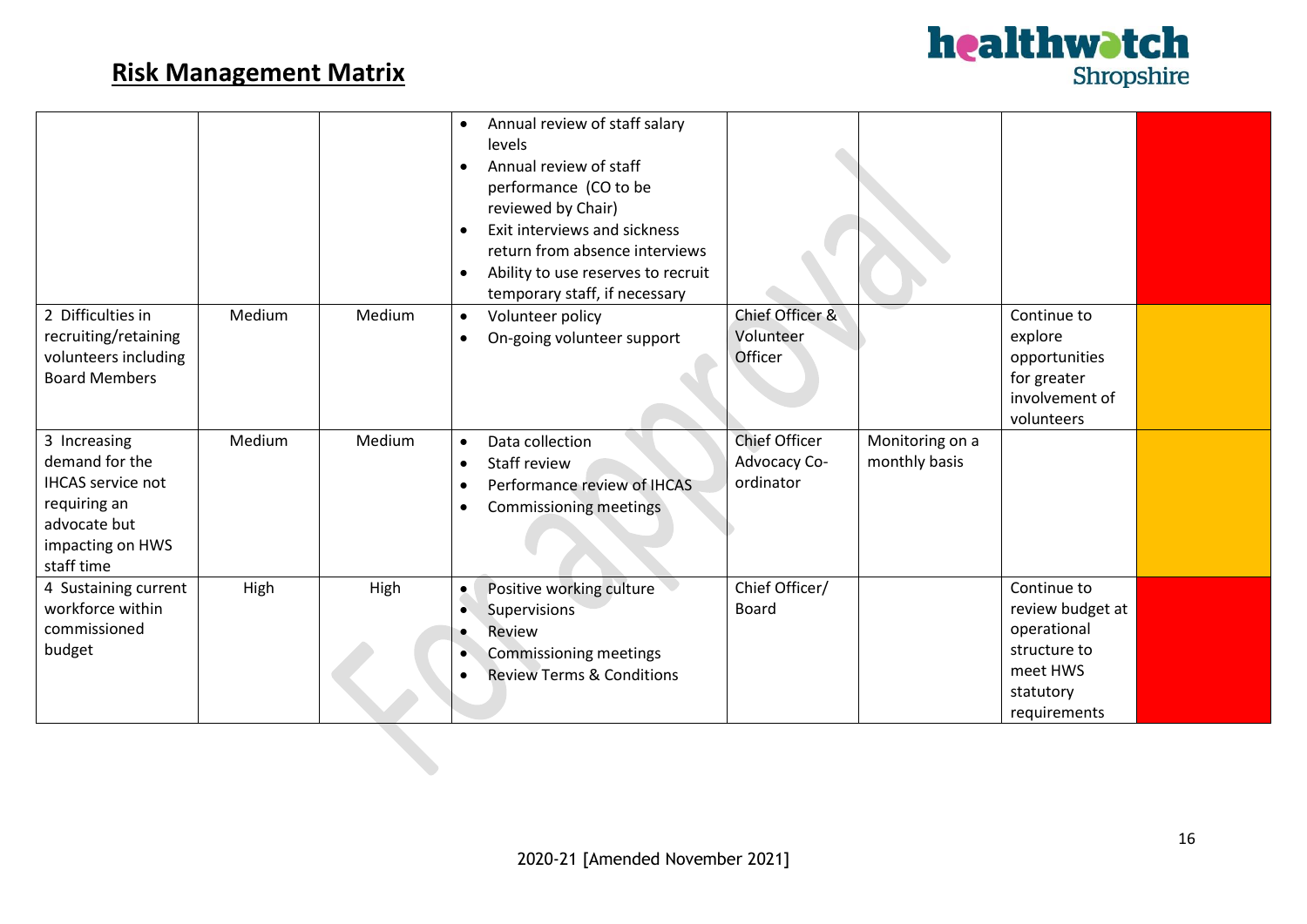## Risk Management Matrix

| | | | | | | | |
|---|---|---|---|---|---|---|---|
| | | | • Annual review of staff salary levels<br>• Annual review of staff performance (CO to be reviewed by Chair)<br>• Exit interviews and sickness return from absence interviews<br>• Ability to use reserves to recruit temporary staff, if necessary | | | | |
| 2 Difficulties in recruiting/retaining volunteers including Board Members | Medium | Medium | • Volunteer policy<br>• On-going volunteer support | Chief Officer & Volunteer Officer | | Continue to explore opportunities for greater involvement of volunteers | |
| 3 Increasing demand for the IHCAS service not requiring an advocate but impacting on HWS staff time | Medium | Medium | • Data collection<br>• Staff review<br>• Performance review of IHCAS<br>• Commissioning meetings | Chief Officer Advocacy Co-ordinator | Monitoring on a monthly basis | | |
| 4 Sustaining current workforce within commissioned budget | High | High | • Positive working culture<br>• Supervisions<br>• Review<br>• Commissioning meetings<br>• Review Terms & Conditions | Chief Officer/ Board | | Continue to review budget at operational structure to meet HWS statutory requirements | |

2020-21 [Amended November 2021]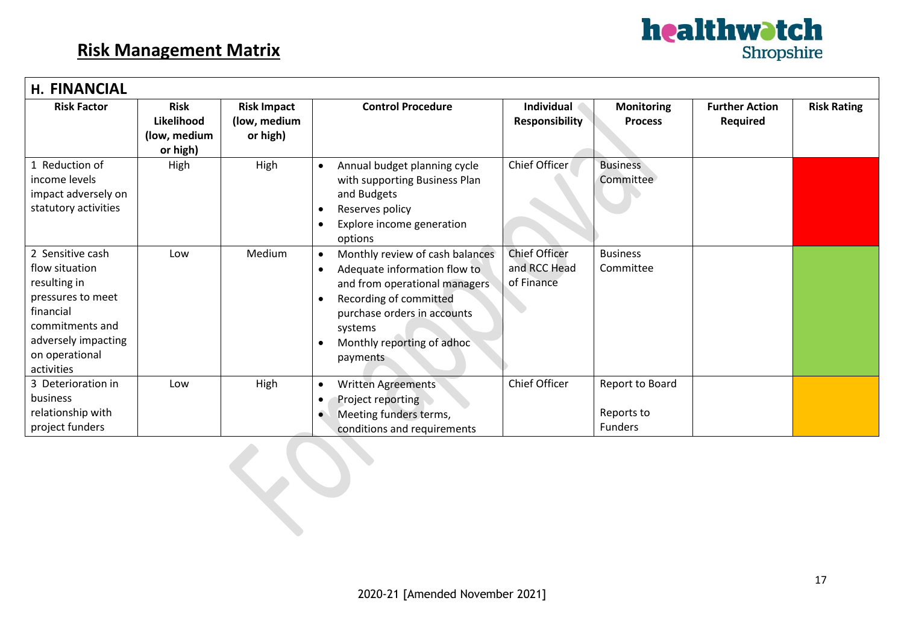# Risk Management Matrix

## H. FINANCIAL

| Risk Factor | Risk Likelihood (low, medium or high) | Risk Impact (low, medium or high) | Control Procedure | Individual Responsibility | Monitoring Process | Further Action Required | Risk Rating |
|---|---|---|---|---|---|---|---|
| 1 Reduction of income levels impact adversely on statutory activities | High | High | • Annual budget planning cycle with supporting Business Plan and Budgets<br>• Reserves policy<br>• Explore income generation options | Chief Officer | Business Committee | | |
| 2 Sensitive cash flow situation resulting in pressures to meet financial commitments and adversely impacting on operational activities | Low | Medium | • Monthly review of cash balances<br>• Adequate information flow to and from operational managers<br>• Recording of committed purchase orders in accounts systems<br>• Monthly reporting of adhoc payments | Chief Officer and RCC Head of Finance | Business Committee | | |
| 3 Deterioration in business relationship with project funders | Low | High | • Written Agreements<br>• Project reporting<br>• Meeting funders terms, conditions and requirements | Chief Officer | Report to Board<br><br>Reports to Funders | | |

2020-21 [Amended November 2021]